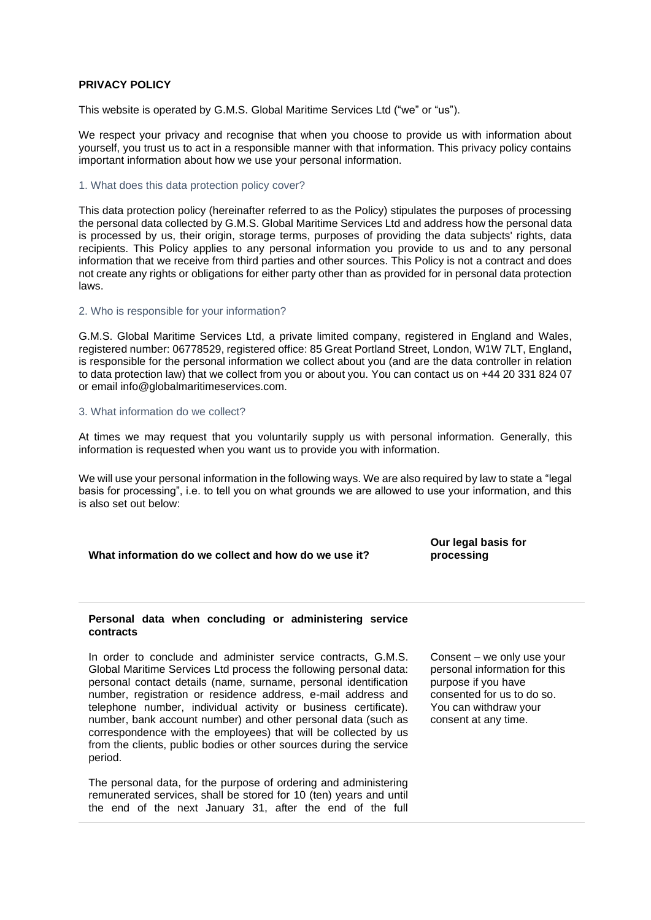**PRIVACY POLICY**

This website is operated by G.M.S. Global Maritime Services Ltd ("we" or "us").

We respect your privacy and recognise that when you choose to provide us with information about yourself, you trust us to act in a responsible manner with that information. This privacy policy contains important information about how we use your personal information.

1. What does this data protection policy cover?

This data protection policy (hereinafter referred to as the Policy) stipulates the purposes of processing the personal data collected by G.M.S. Global Maritime Services Ltd and address how the personal data is processed by us, their origin, storage terms, purposes of providing the data subjects' rights, data recipients. This Policy applies to any personal information you provide to us and to any personal information that we receive from third parties and other sources. This Policy is not a contract and does not create any rights or obligations for either party other than as provided for in personal data protection laws.

2. Who is responsible for your information?

G.M.S. Global Maritime Services Ltd, a private limited company, registered in England and Wales, registered number: 06778529, registered office: 85 Great Portland Street, London, W1W 7LT, England**,** is responsible for the personal information we collect about you (and are the data controller in relation to data protection law) that we collect from you or about you. You can contact us on +44 20 331 824 07 or email info@globalmaritimeservices.com.

3. What information do we collect?

At times we may request that you voluntarily supply us with personal information. Generally, this information is requested when you want us to provide you with information.

We will use your personal information in the following ways. We are also required by law to state a "legal basis for processing", i.e. to tell you on what grounds we are allowed to use your information, and this is also set out below:

| What information do we collect and how do we use it? | Our legal basis for processing |
| --- | --- |
| **Personal data when concluding or administering service contracts**<br><br>In order to conclude and administer service contracts, G.M.S. Global Maritime Services Ltd process the following personal data: personal contact details (name, surname, personal identification number, registration or residence address, e-mail address and telephone number, individual activity or business certificate). number, bank account number) and other personal data (such as correspondence with the employees) that will be collected by us from the clients, public bodies or other sources during the service period.<br><br>The personal data, for the purpose of ordering and administering remunerated services, shall be stored for 10 (ten) years and until the end of the next January 31, after the end of the full | Consent – we only use your personal information for this purpose if you have consented for us to do so. You can withdraw your consent at any time. |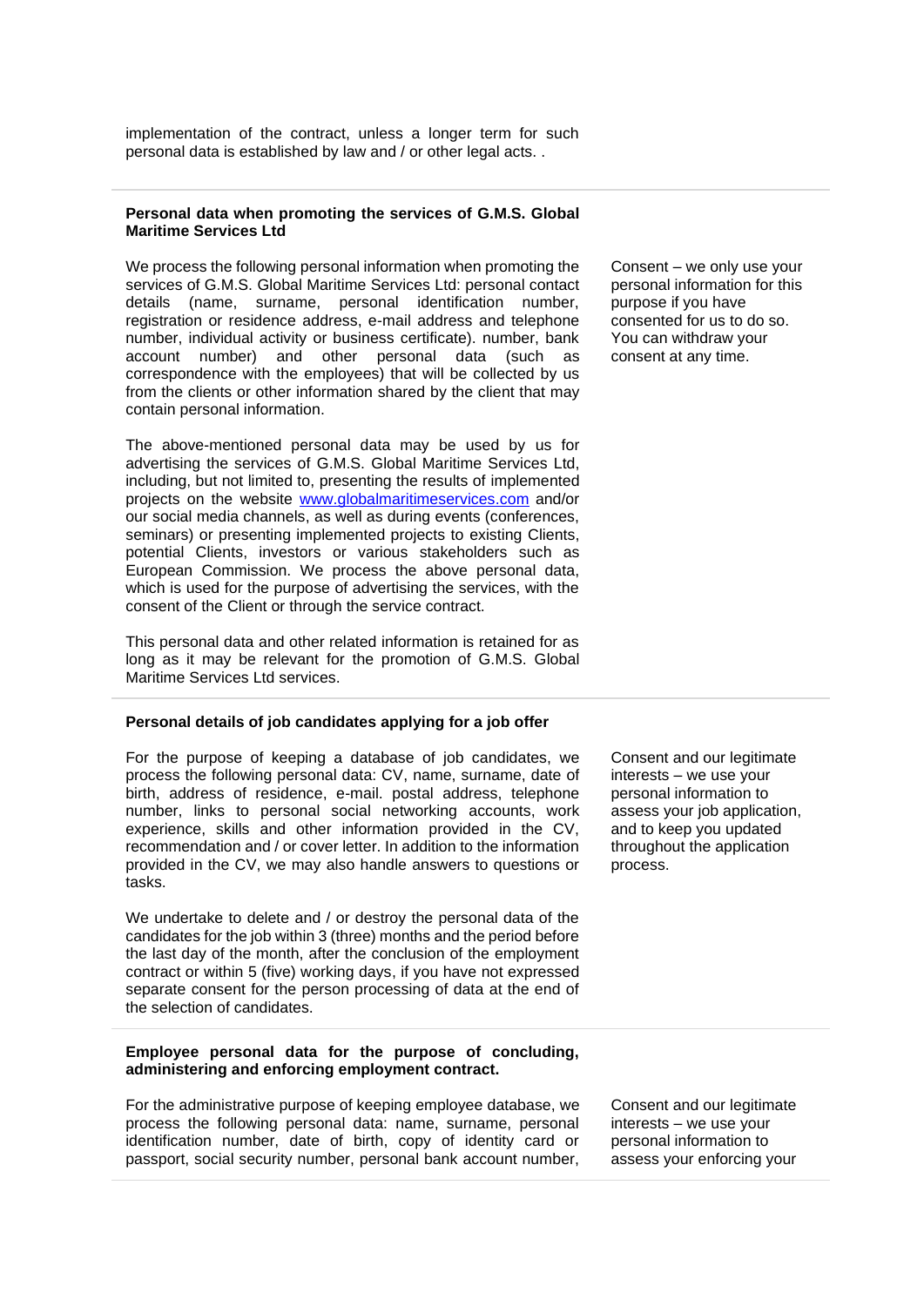implementation of the contract, unless a longer term for such personal data is established by law and / or other legal acts. .

---

**Personal data when promoting the services of G.M.S. Global Maritime Services Ltd**

We process the following personal information when promoting the services of G.M.S. Global Maritime Services Ltd: personal contact details (name, surname, personal identification number, registration or residence address, e-mail address and telephone number, individual activity or business certificate). number, bank account number) and other personal data (such as correspondence with the employees) that will be collected by us from the clients or other information shared by the client that may contain personal information.

Consent – we only use your personal information for this purpose if you have consented for us to do so. You can withdraw your consent at any time.

The above-mentioned personal data may be used by us for advertising the services of G.M.S. Global Maritime Services Ltd, including, but not limited to, presenting the results of implemented projects on the website www.globalmaritimeservices.com and/or our social media channels, as well as during events (conferences, seminars) or presenting implemented projects to existing Clients, potential Clients, investors or various stakeholders such as European Commission. We process the above personal data, which is used for the purpose of advertising the services, with the consent of the Client or through the service contract.

This personal data and other related information is retained for as long as it may be relevant for the promotion of G.M.S. Global Maritime Services Ltd services.

---

**Personal details of job candidates applying for a job offer**

For the purpose of keeping a database of job candidates, we process the following personal data: CV, name, surname, date of birth, address of residence, e-mail. postal address, telephone number, links to personal social networking accounts, work experience, skills and other information provided in the CV, recommendation and / or cover letter. In addition to the information provided in the CV, we may also handle answers to questions or tasks.

Consent and our legitimate interests – we use your personal information to assess your job application, and to keep you updated throughout the application process.

We undertake to delete and / or destroy the personal data of the candidates for the job within 3 (three) months and the period before the last day of the month, after the conclusion of the employment contract or within 5 (five) working days, if you have not expressed separate consent for the person processing of data at the end of the selection of candidates.

---

**Employee personal data for the purpose of concluding, administering and enforcing employment contract.**

For the administrative purpose of keeping employee database, we process the following personal data: name, surname, personal identification number, date of birth, copy of identity card or passport, social security number, personal bank account number,

Consent and our legitimate interests – we use your personal information to assess your enforcing your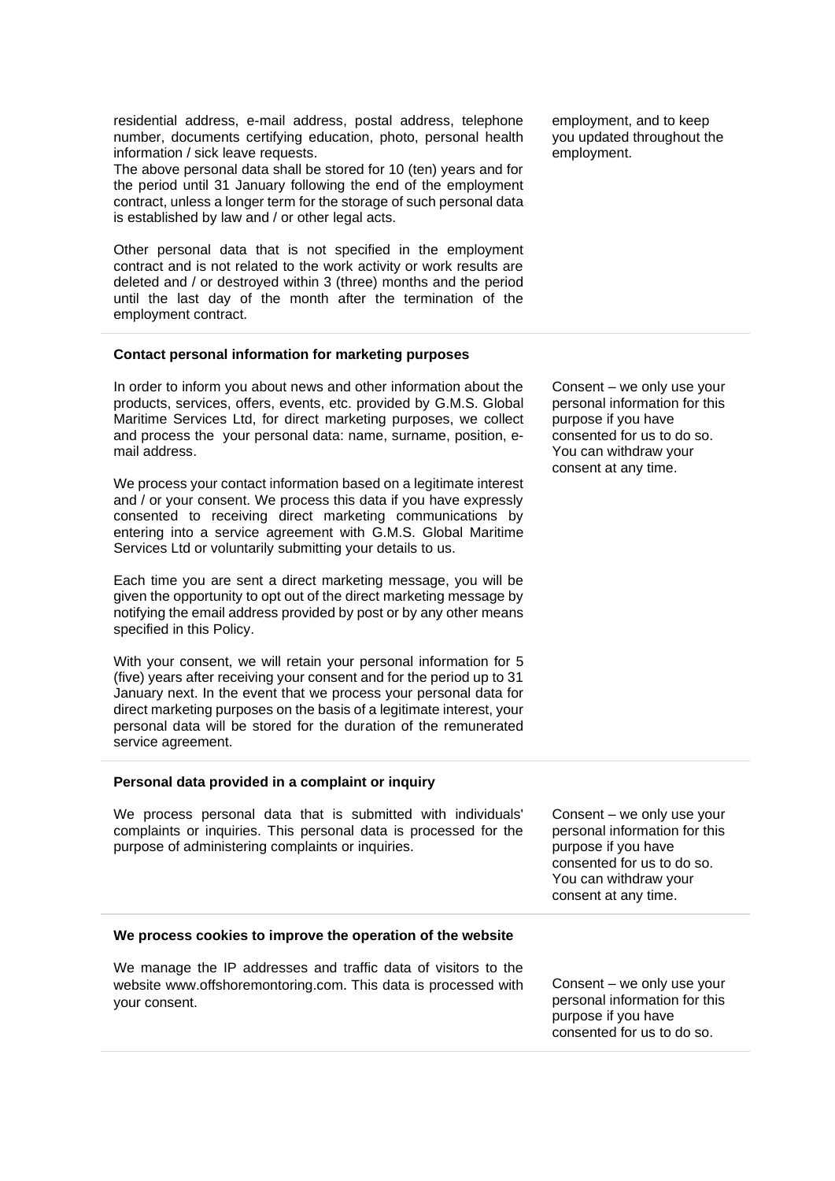| | |
|---|---|
| residential address, e-mail address, postal address, telephone number, documents certifying education, photo, personal health information / sick leave requests.<br>The above personal data shall be stored for 10 (ten) years and for the period until 31 January following the end of the employment contract, unless a longer term for the storage of such personal data is established by law and / or other legal acts.<br><br>Other personal data that is not specified in the employment contract and is not related to the work activity or work results are deleted and / or destroyed within 3 (three) months and the period until the last day of the month after the termination of the employment contract. | employment, and to keep you updated throughout the employment. |
| **Contact personal information for marketing purposes**<br><br>In order to inform you about news and other information about the products, services, offers, events, etc. provided by G.M.S. Global Maritime Services Ltd, for direct marketing purposes, we collect and process the your personal data: name, surname, position, e-mail address.<br><br>We process your contact information based on a legitimate interest and / or your consent. We process this data if you have expressly consented to receiving direct marketing communications by entering into a service agreement with G.M.S. Global Maritime Services Ltd or voluntarily submitting your details to us.<br><br>Each time you are sent a direct marketing message, you will be given the opportunity to opt out of the direct marketing message by notifying the email address provided by post or by any other means specified in this Policy.<br><br>With your consent, we will retain your personal information for 5 (five) years after receiving your consent and for the period up to 31 January next. In the event that we process your personal data for direct marketing purposes on the basis of a legitimate interest, your personal data will be stored for the duration of the remunerated service agreement. | Consent – we only use your personal information for this purpose if you have consented for us to do so. You can withdraw your consent at any time. |
| **Personal data provided in a complaint or inquiry**<br><br>We process personal data that is submitted with individuals' complaints or inquiries. This personal data is processed for the purpose of administering complaints or inquiries. | Consent – we only use your personal information for this purpose if you have consented for us to do so. You can withdraw your consent at any time. |
| **We process cookies to improve the operation of the website**<br><br>We manage the IP addresses and traffic data of visitors to the website www.offshoremontoring.com. This data is processed with your consent. | Consent – we only use your personal information for this purpose if you have consented for us to do so. |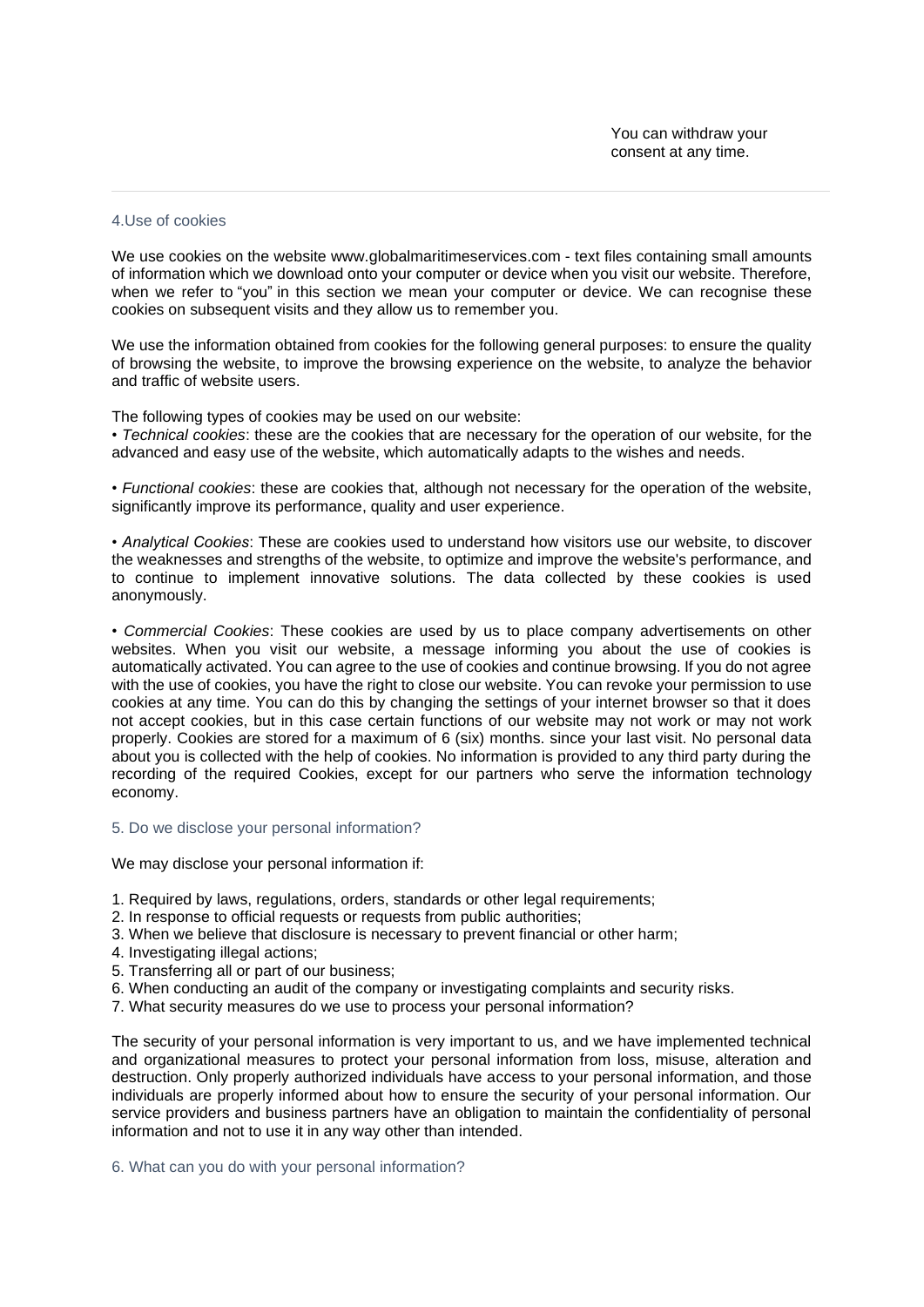You can withdraw your consent at any time.

---

## 4.Use of cookies

We use cookies on the website www.globalmaritimeservices.com - text files containing small amounts of information which we download onto your computer or device when you visit our website. Therefore, when we refer to "you" in this section we mean your computer or device. We can recognise these cookies on subsequent visits and they allow us to remember you.

We use the information obtained from cookies for the following general purposes: to ensure the quality of browsing the website, to improve the browsing experience on the website, to analyze the behavior and traffic of website users.

The following types of cookies may be used on our website:

• *Technical cookies*: these are the cookies that are necessary for the operation of our website, for the advanced and easy use of the website, which automatically adapts to the wishes and needs.

• *Functional cookies*: these are cookies that, although not necessary for the operation of the website, significantly improve its performance, quality and user experience.

• *Analytical Cookies*: These are cookies used to understand how visitors use our website, to discover the weaknesses and strengths of the website, to optimize and improve the website's performance, and to continue to implement innovative solutions. The data collected by these cookies is used anonymously.

• *Commercial Cookies*: These cookies are used by us to place company advertisements on other websites. When you visit our website, a message informing you about the use of cookies is automatically activated. You can agree to the use of cookies and continue browsing. If you do not agree with the use of cookies, you have the right to close our website. You can revoke your permission to use cookies at any time. You can do this by changing the settings of your internet browser so that it does not accept cookies, but in this case certain functions of our website may not work or may not work properly. Cookies are stored for a maximum of 6 (six) months. since your last visit. No personal data about you is collected with the help of cookies. No information is provided to any third party during the recording of the required Cookies, except for our partners who serve the information technology economy.

## 5. Do we disclose your personal information?

We may disclose your personal information if:

1. Required by laws, regulations, orders, standards or other legal requirements;
2. In response to official requests or requests from public authorities;
3. When we believe that disclosure is necessary to prevent financial or other harm;
4. Investigating illegal actions;
5. Transferring all or part of our business;
6. When conducting an audit of the company or investigating complaints and security risks.
7. What security measures do we use to process your personal information?

The security of your personal information is very important to us, and we have implemented technical and organizational measures to protect your personal information from loss, misuse, alteration and destruction. Only properly authorized individuals have access to your personal information, and those individuals are properly informed about how to ensure the security of your personal information. Our service providers and business partners have an obligation to maintain the confidentiality of personal information and not to use it in any way other than intended.

## 6. What can you do with your personal information?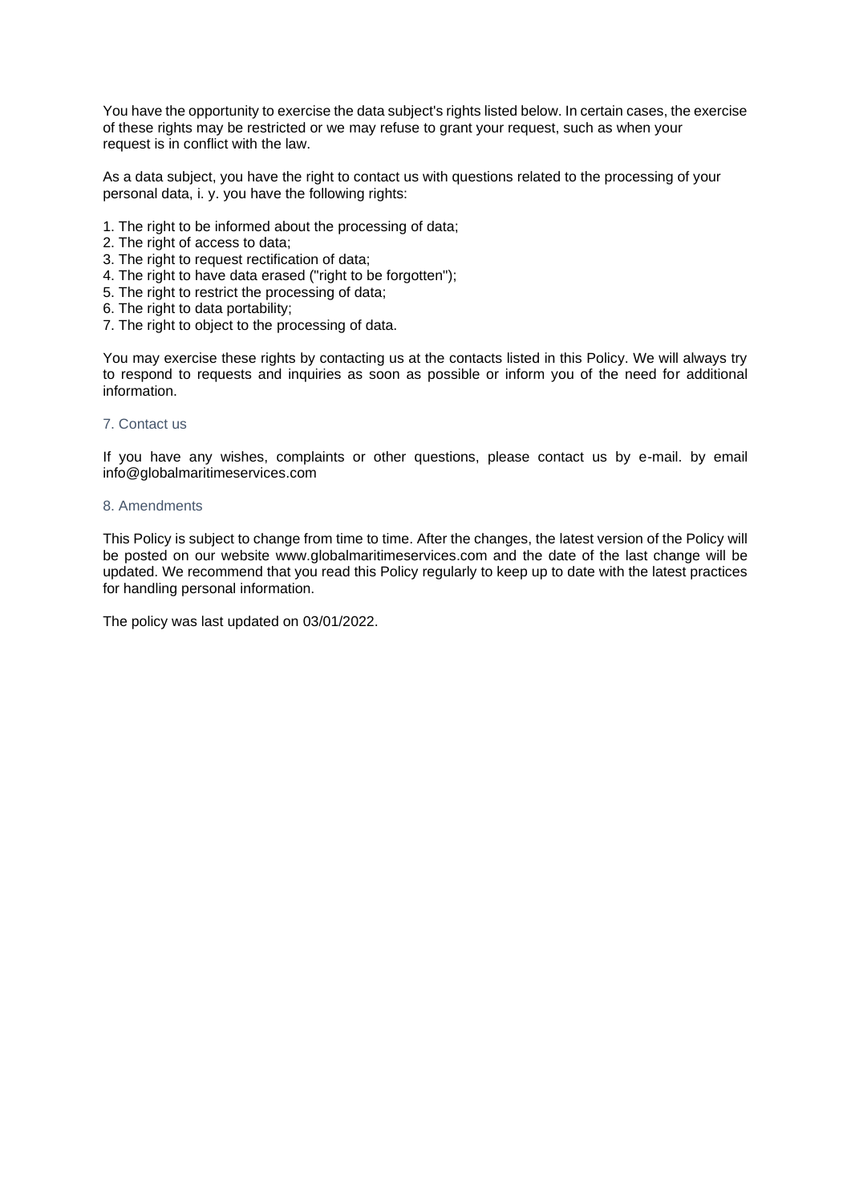You have the opportunity to exercise the data subject's rights listed below. In certain cases, the exercise of these rights may be restricted or we may refuse to grant your request, such as when your request is in conflict with the law.

As a data subject, you have the right to contact us with questions related to the processing of your personal data, i. y. you have the following rights:

1. The right to be informed about the processing of data;
2. The right of access to data;
3. The right to request rectification of data;
4. The right to have data erased ("right to be forgotten");
5. The right to restrict the processing of data;
6. The right to data portability;
7. The right to object to the processing of data.

You may exercise these rights by contacting us at the contacts listed in this Policy. We will always try to respond to requests and inquiries as soon as possible or inform you of the need for additional information.

## 7. Contact us

If you have any wishes, complaints or other questions, please contact us by e-mail. by email info@globalmaritimeservices.com

## 8. Amendments

This Policy is subject to change from time to time. After the changes, the latest version of the Policy will be posted on our website www.globalmaritimeservices.com and the date of the last change will be updated. We recommend that you read this Policy regularly to keep up to date with the latest practices for handling personal information.

The policy was last updated on 03/01/2022.